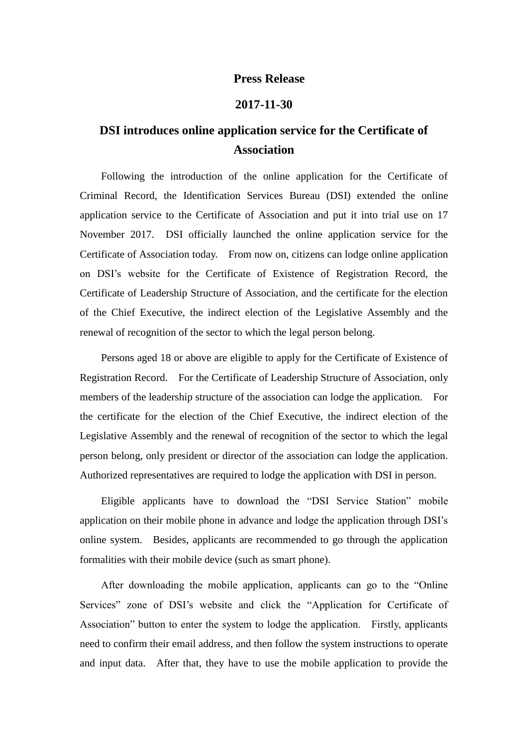**Press Release**

**2017-11-30**

# DSI introduces online application service for the Certificate of Association

Following the introduction of the online application for the Certificate of Criminal Record, the Identification Services Bureau (DSI) extended the online application service to the Certificate of Association and put it into trial use on 17 November 2017. DSI officially launched the online application service for the Certificate of Association today. From now on, citizens can lodge online application on DSI's website for the Certificate of Existence of Registration Record, the Certificate of Leadership Structure of Association, and the certificate for the election of the Chief Executive, the indirect election of the Legislative Assembly and the renewal of recognition of the sector to which the legal person belong.

Persons aged 18 or above are eligible to apply for the Certificate of Existence of Registration Record. For the Certificate of Leadership Structure of Association, only members of the leadership structure of the association can lodge the application. For the certificate for the election of the Chief Executive, the indirect election of the Legislative Assembly and the renewal of recognition of the sector to which the legal person belong, only president or director of the association can lodge the application. Authorized representatives are required to lodge the application with DSI in person.

Eligible applicants have to download the "DSI Service Station" mobile application on their mobile phone in advance and lodge the application through DSI's online system. Besides, applicants are recommended to go through the application formalities with their mobile device (such as smart phone).

After downloading the mobile application, applicants can go to the "Online Services" zone of DSI's website and click the "Application for Certificate of Association" button to enter the system to lodge the application. Firstly, applicants need to confirm their email address, and then follow the system instructions to operate and input data. After that, they have to use the mobile application to provide the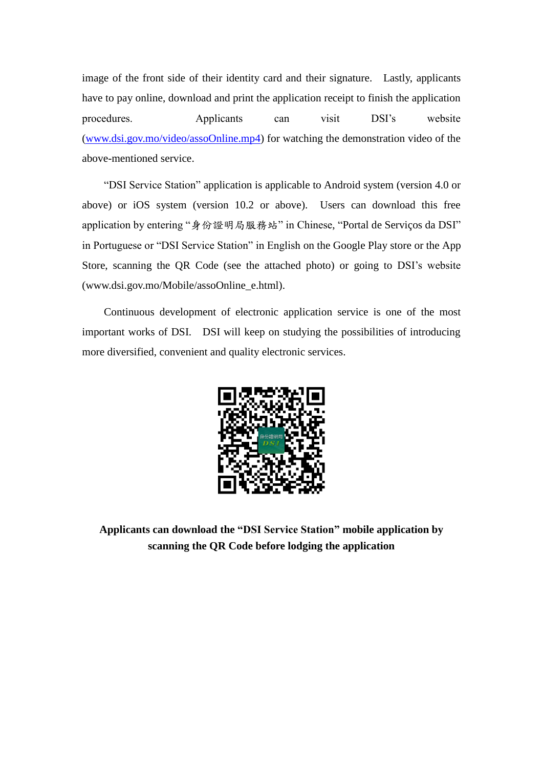image of the front side of their identity card and their signature. Lastly, applicants have to pay online, download and print the application receipt to finish the application procedures. Applicants can visit DSI's website (www.dsi.gov.mo/video/assoOnline.mp4) for watching the demonstration video of the above-mentioned service.

"DSI Service Station" application is applicable to Android system (version 4.0 or above) or iOS system (version 10.2 or above). Users can download this free application by entering "身份證明局服務站" in Chinese, "Portal de Serviços da DSI" in Portuguese or "DSI Service Station" in English on the Google Play store or the App Store, scanning the QR Code (see the attached photo) or going to DSI's website (www.dsi.gov.mo/Mobile/assoOnline_e.html).

Continuous development of electronic application service is one of the most important works of DSI. DSI will keep on studying the possibilities of introducing more diversified, convenient and quality electronic services.

**Applicants can download the "DSI Service Station" mobile application by scanning the QR Code before lodging the application**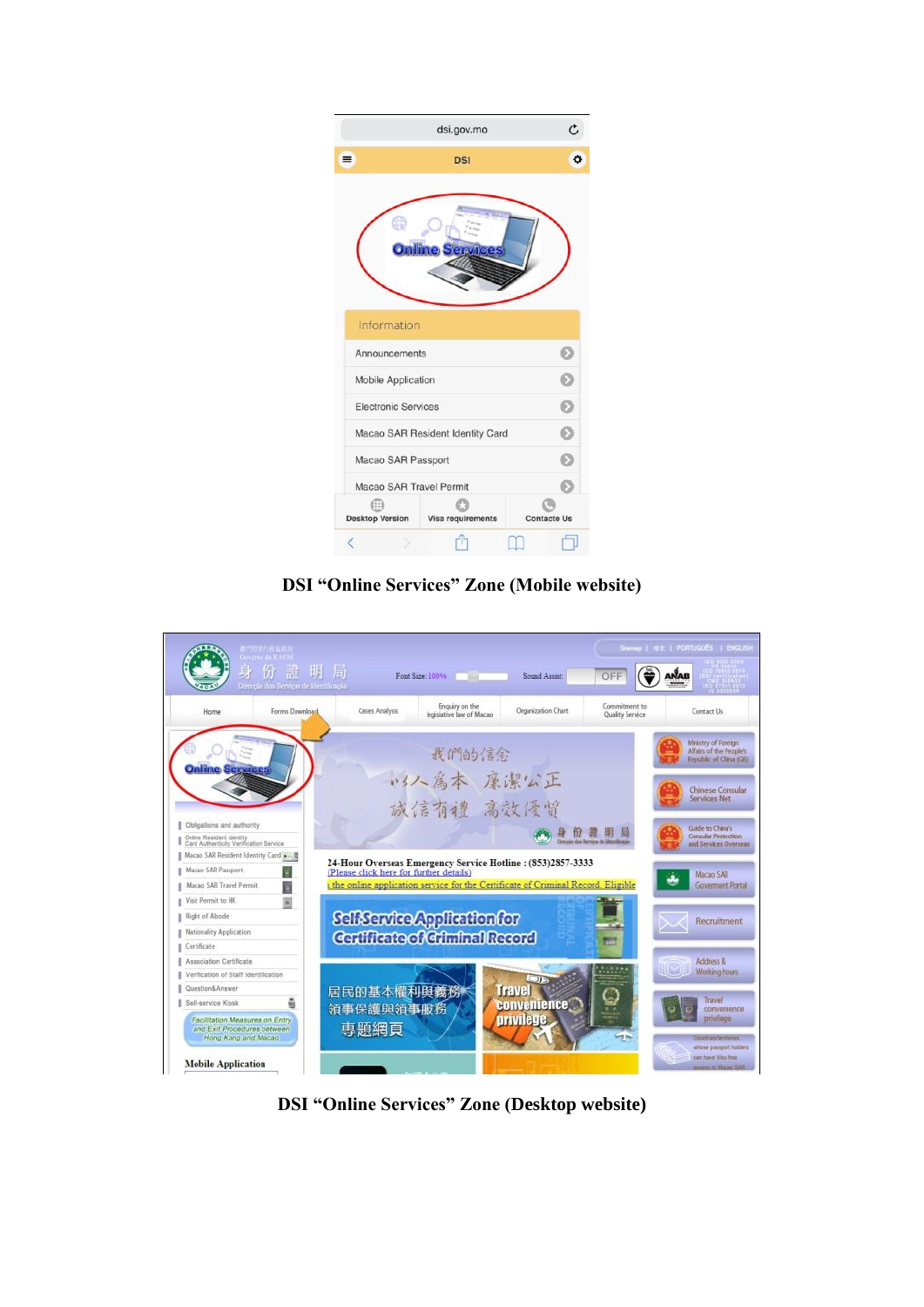**DSI "Online Services" Zone (Mobile website)**

**DSI "Online Services" Zone (Desktop website)**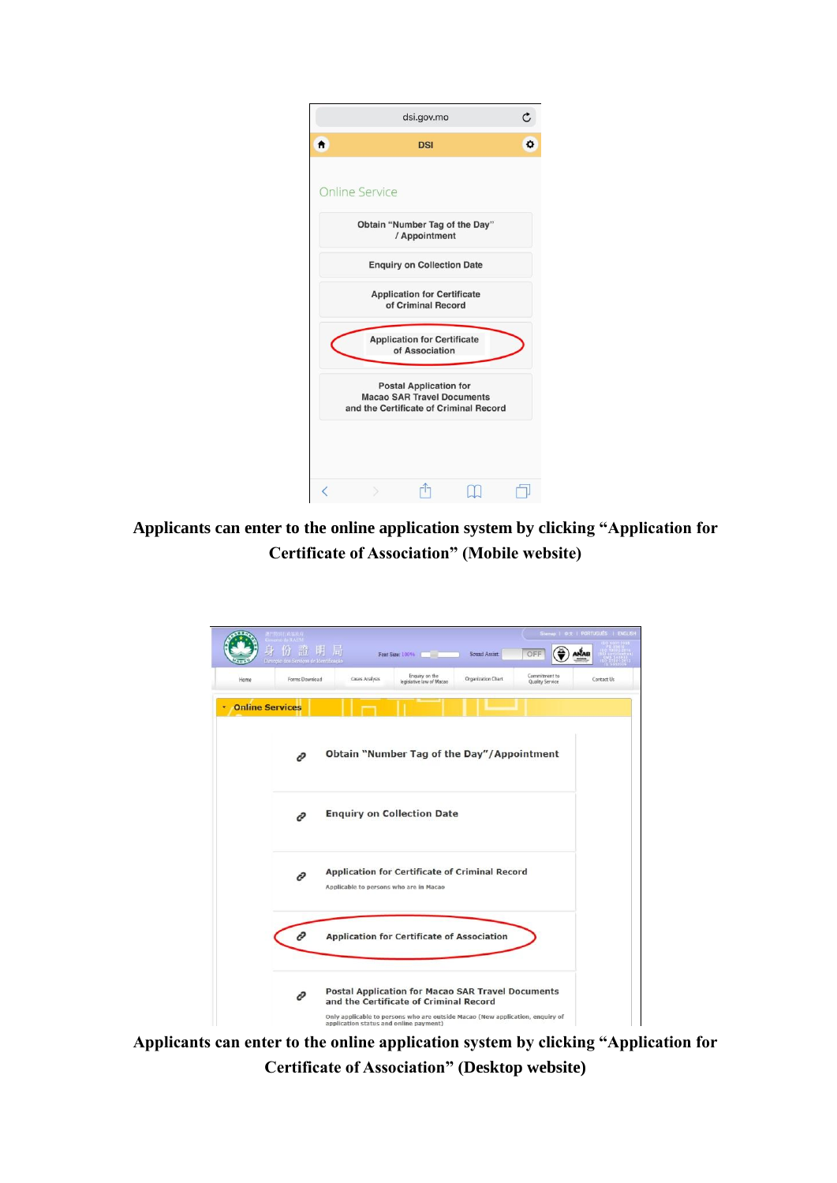**Applicants can enter to the online application system by clicking "Application for Certificate of Association" (Mobile website)**

**Applicants can enter to the online application system by clicking "Application for Certificate of Association" (Desktop website)**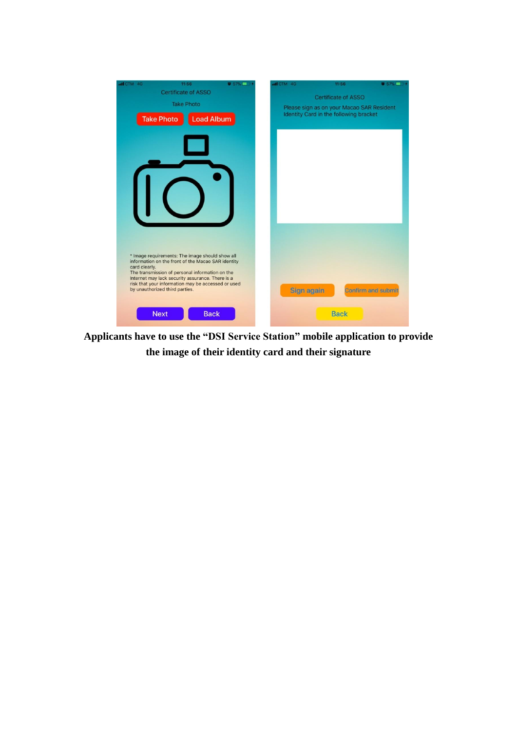**Applicants have to use the "DSI Service Station" mobile application to provide the image of their identity card and their signature**